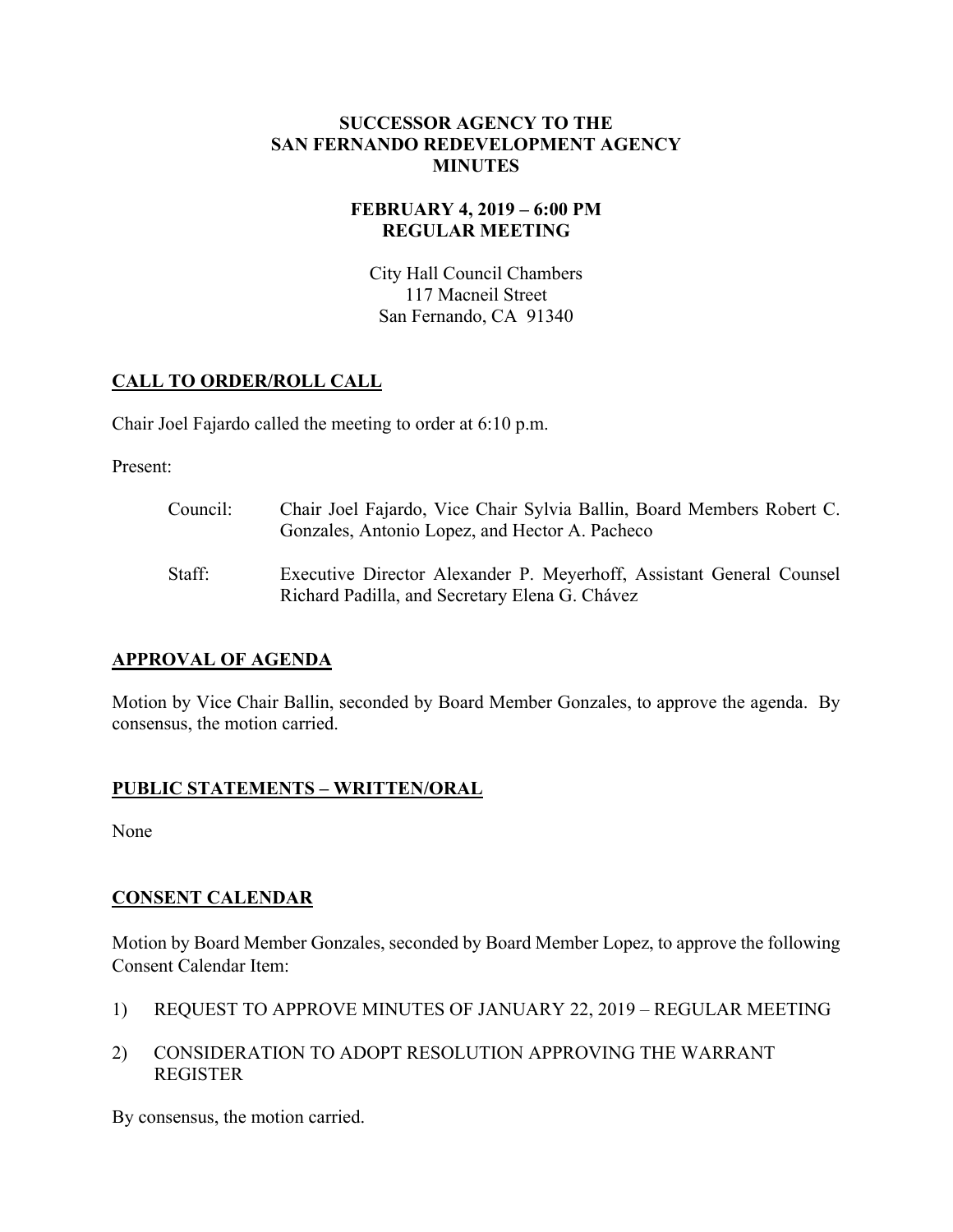# SUCCESSOR AGENCY TO THE SAN FERNANDO REDEVELOPMENT AGENCY MINUTES

## FEBRUARY 4, 2019 – 6:00 PM REGULAR MEETING

City Hall Council Chambers
117 Macneil Street
San Fernando, CA 91340

## CALL TO ORDER/ROLL CALL

Chair Joel Fajardo called the meeting to order at 6:10 p.m.

Present:

Council: Chair Joel Fajardo, Vice Chair Sylvia Ballin, Board Members Robert C. Gonzales, Antonio Lopez, and Hector A. Pacheco

Staff: Executive Director Alexander P. Meyerhoff, Assistant General Counsel Richard Padilla, and Secretary Elena G. Chávez

## APPROVAL OF AGENDA

Motion by Vice Chair Ballin, seconded by Board Member Gonzales, to approve the agenda. By consensus, the motion carried.

## PUBLIC STATEMENTS – WRITTEN/ORAL

None

## CONSENT CALENDAR

Motion by Board Member Gonzales, seconded by Board Member Lopez, to approve the following Consent Calendar Item:

1) REQUEST TO APPROVE MINUTES OF JANUARY 22, 2019 – REGULAR MEETING

2) CONSIDERATION TO ADOPT RESOLUTION APPROVING THE WARRANT REGISTER

By consensus, the motion carried.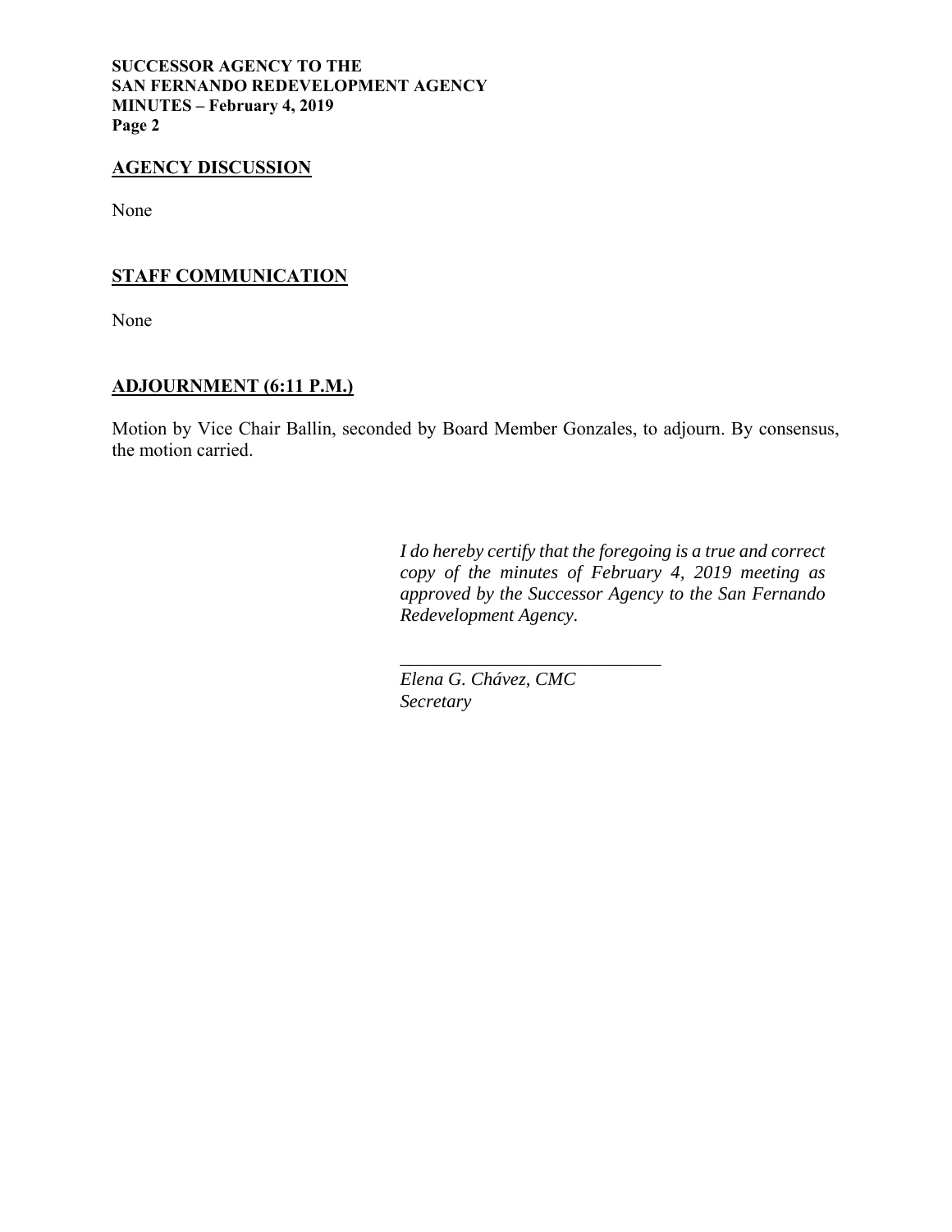## AGENCY DISCUSSION

None

## STAFF COMMUNICATION

None

## ADJOURNMENT (6:11 P.M.)

Motion by Vice Chair Ballin, seconded by Board Member Gonzales, to adjourn. By consensus, the motion carried.

*I do hereby certify that the foregoing is a true and correct copy of the minutes of February 4, 2019 meeting as approved by the Successor Agency to the San Fernando Redevelopment Agency.*

___________________________

*Elena G. Chávez, CMC*
*Secretary*